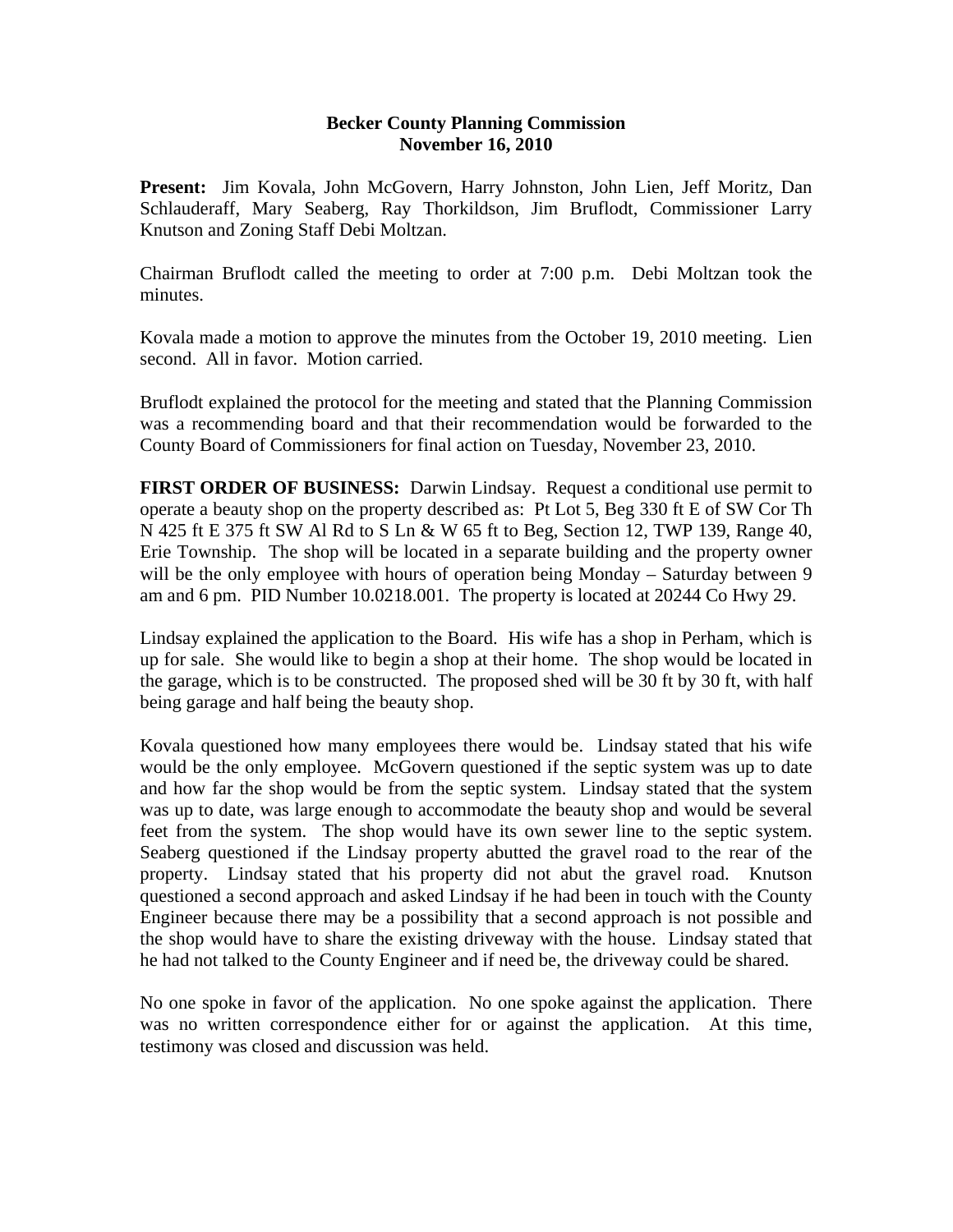# Becker County Planning Commission
## November 16, 2010

**Present:** Jim Kovala, John McGovern, Harry Johnston, John Lien, Jeff Moritz, Dan Schlauderaff, Mary Seaberg, Ray Thorkildson, Jim Bruflodt, Commissioner Larry Knutson and Zoning Staff Debi Moltzan.

Chairman Bruflodt called the meeting to order at 7:00 p.m. Debi Moltzan took the minutes.

Kovala made a motion to approve the minutes from the October 19, 2010 meeting. Lien second. All in favor. Motion carried.

Bruflodt explained the protocol for the meeting and stated that the Planning Commission was a recommending board and that their recommendation would be forwarded to the County Board of Commissioners for final action on Tuesday, November 23, 2010.

**FIRST ORDER OF BUSINESS:** Darwin Lindsay. Request a conditional use permit to operate a beauty shop on the property described as: Pt Lot 5, Beg 330 ft E of SW Cor Th N 425 ft E 375 ft SW Al Rd to S Ln & W 65 ft to Beg, Section 12, TWP 139, Range 40, Erie Township. The shop will be located in a separate building and the property owner will be the only employee with hours of operation being Monday – Saturday between 9 am and 6 pm. PID Number 10.0218.001. The property is located at 20244 Co Hwy 29.

Lindsay explained the application to the Board. His wife has a shop in Perham, which is up for sale. She would like to begin a shop at their home. The shop would be located in the garage, which is to be constructed. The proposed shed will be 30 ft by 30 ft, with half being garage and half being the beauty shop.

Kovala questioned how many employees there would be. Lindsay stated that his wife would be the only employee. McGovern questioned if the septic system was up to date and how far the shop would be from the septic system. Lindsay stated that the system was up to date, was large enough to accommodate the beauty shop and would be several feet from the system. The shop would have its own sewer line to the septic system. Seaberg questioned if the Lindsay property abutted the gravel road to the rear of the property. Lindsay stated that his property did not abut the gravel road. Knutson questioned a second approach and asked Lindsay if he had been in touch with the County Engineer because there may be a possibility that a second approach is not possible and the shop would have to share the existing driveway with the house. Lindsay stated that he had not talked to the County Engineer and if need be, the driveway could be shared.

No one spoke in favor of the application. No one spoke against the application. There was no written correspondence either for or against the application. At this time, testimony was closed and discussion was held.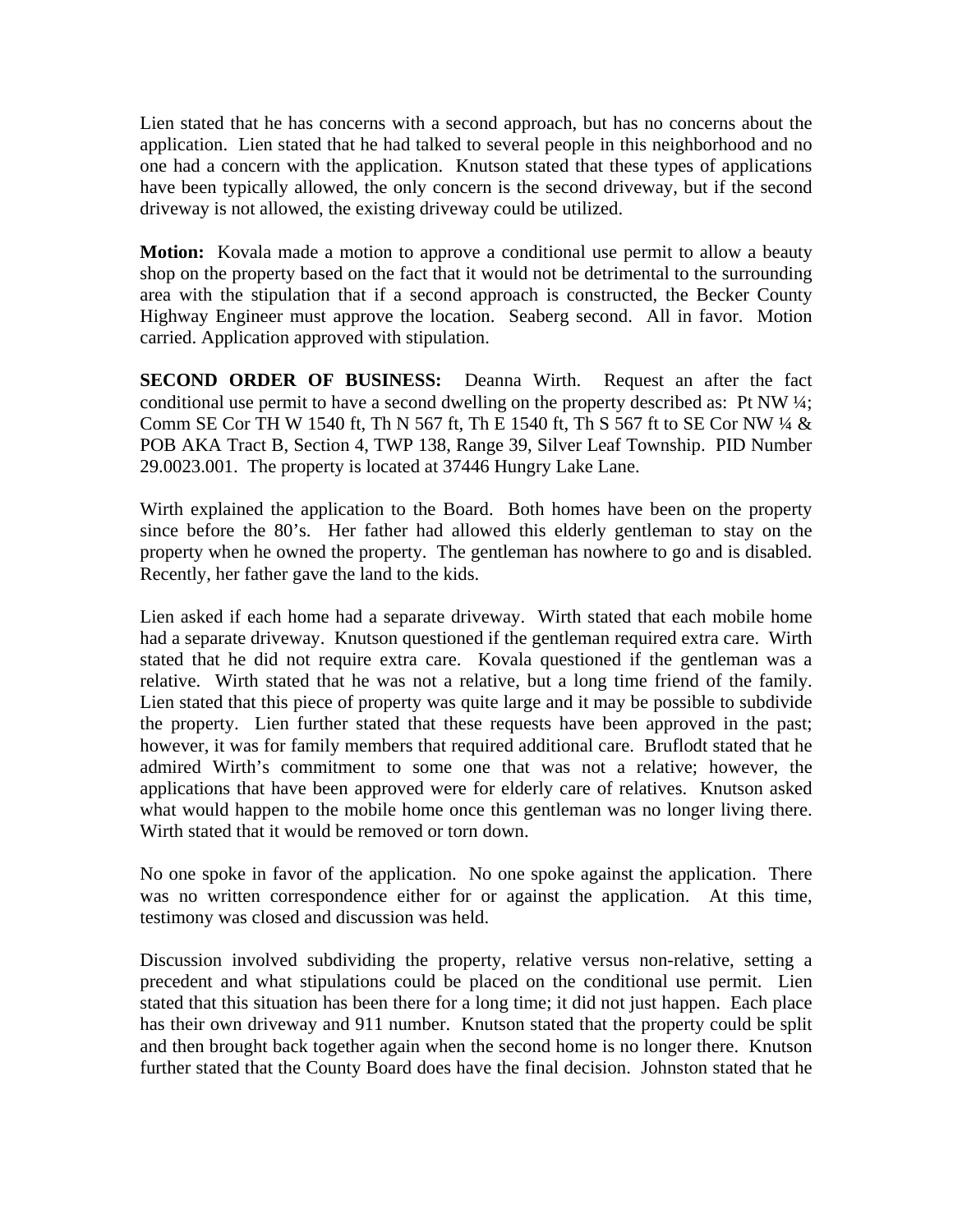Lien stated that he has concerns with a second approach, but has no concerns about the application. Lien stated that he had talked to several people in this neighborhood and no one had a concern with the application. Knutson stated that these types of applications have been typically allowed, the only concern is the second driveway, but if the second driveway is not allowed, the existing driveway could be utilized.

**Motion:** Kovala made a motion to approve a conditional use permit to allow a beauty shop on the property based on the fact that it would not be detrimental to the surrounding area with the stipulation that if a second approach is constructed, the Becker County Highway Engineer must approve the location. Seaberg second. All in favor. Motion carried. Application approved with stipulation.

**SECOND ORDER OF BUSINESS:** Deanna Wirth. Request an after the fact conditional use permit to have a second dwelling on the property described as: Pt NW ¼; Comm SE Cor TH W 1540 ft, Th N 567 ft, Th E 1540 ft, Th S 567 ft to SE Cor NW ¼ & POB AKA Tract B, Section 4, TWP 138, Range 39, Silver Leaf Township. PID Number 29.0023.001. The property is located at 37446 Hungry Lake Lane.

Wirth explained the application to the Board. Both homes have been on the property since before the 80's. Her father had allowed this elderly gentleman to stay on the property when he owned the property. The gentleman has nowhere to go and is disabled. Recently, her father gave the land to the kids.

Lien asked if each home had a separate driveway. Wirth stated that each mobile home had a separate driveway. Knutson questioned if the gentleman required extra care. Wirth stated that he did not require extra care. Kovala questioned if the gentleman was a relative. Wirth stated that he was not a relative, but a long time friend of the family. Lien stated that this piece of property was quite large and it may be possible to subdivide the property. Lien further stated that these requests have been approved in the past; however, it was for family members that required additional care. Bruflodt stated that he admired Wirth's commitment to some one that was not a relative; however, the applications that have been approved were for elderly care of relatives. Knutson asked what would happen to the mobile home once this gentleman was no longer living there. Wirth stated that it would be removed or torn down.

No one spoke in favor of the application. No one spoke against the application. There was no written correspondence either for or against the application. At this time, testimony was closed and discussion was held.

Discussion involved subdividing the property, relative versus non-relative, setting a precedent and what stipulations could be placed on the conditional use permit. Lien stated that this situation has been there for a long time; it did not just happen. Each place has their own driveway and 911 number. Knutson stated that the property could be split and then brought back together again when the second home is no longer there. Knutson further stated that the County Board does have the final decision. Johnston stated that he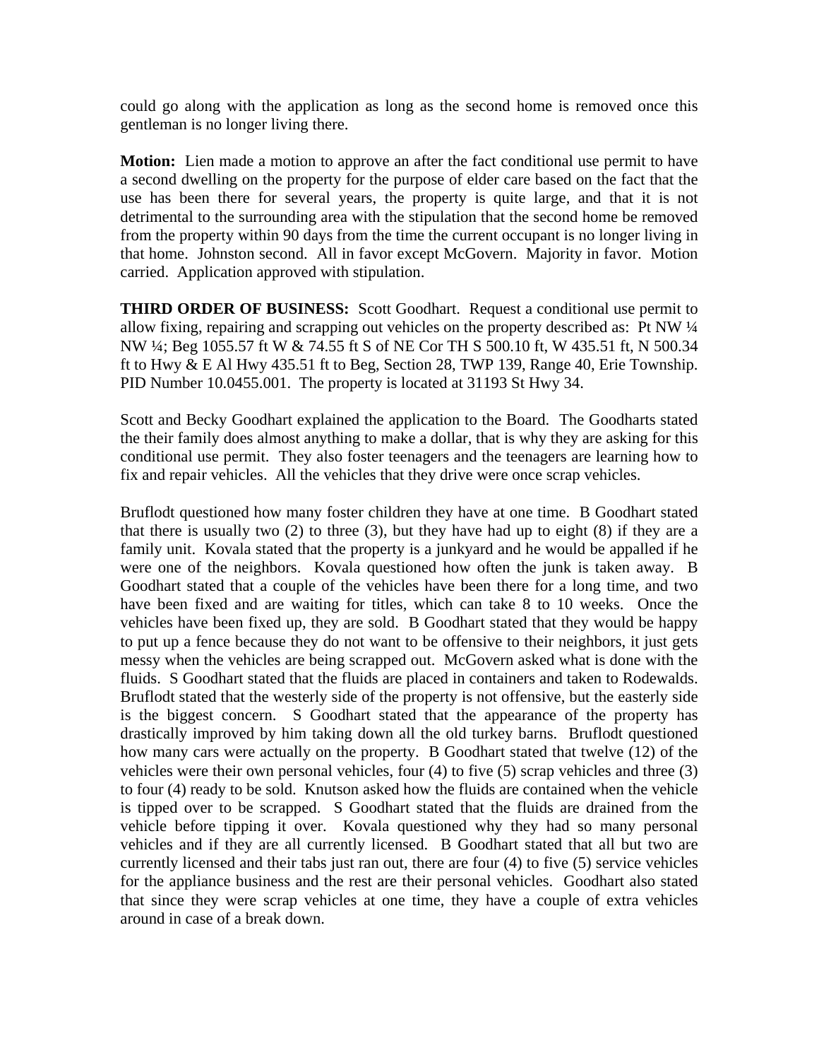could go along with the application as long as the second home is removed once this gentleman is no longer living there.

**Motion:** Lien made a motion to approve an after the fact conditional use permit to have a second dwelling on the property for the purpose of elder care based on the fact that the use has been there for several years, the property is quite large, and that it is not detrimental to the surrounding area with the stipulation that the second home be removed from the property within 90 days from the time the current occupant is no longer living in that home. Johnston second. All in favor except McGovern. Majority in favor. Motion carried. Application approved with stipulation.

**THIRD ORDER OF BUSINESS:** Scott Goodhart. Request a conditional use permit to allow fixing, repairing and scrapping out vehicles on the property described as: Pt NW ¼ NW ¼; Beg 1055.57 ft W & 74.55 ft S of NE Cor TH S 500.10 ft, W 435.51 ft, N 500.34 ft to Hwy & E Al Hwy 435.51 ft to Beg, Section 28, TWP 139, Range 40, Erie Township. PID Number 10.0455.001. The property is located at 31193 St Hwy 34.

Scott and Becky Goodhart explained the application to the Board. The Goodharts stated the their family does almost anything to make a dollar, that is why they are asking for this conditional use permit. They also foster teenagers and the teenagers are learning how to fix and repair vehicles. All the vehicles that they drive were once scrap vehicles.

Bruflodt questioned how many foster children they have at one time. B Goodhart stated that there is usually two (2) to three (3), but they have had up to eight (8) if they are a family unit. Kovala stated that the property is a junkyard and he would be appalled if he were one of the neighbors. Kovala questioned how often the junk is taken away. B Goodhart stated that a couple of the vehicles have been there for a long time, and two have been fixed and are waiting for titles, which can take 8 to 10 weeks. Once the vehicles have been fixed up, they are sold. B Goodhart stated that they would be happy to put up a fence because they do not want to be offensive to their neighbors, it just gets messy when the vehicles are being scrapped out. McGovern asked what is done with the fluids. S Goodhart stated that the fluids are placed in containers and taken to Rodewalds. Bruflodt stated that the westerly side of the property is not offensive, but the easterly side is the biggest concern. S Goodhart stated that the appearance of the property has drastically improved by him taking down all the old turkey barns. Bruflodt questioned how many cars were actually on the property. B Goodhart stated that twelve (12) of the vehicles were their own personal vehicles, four (4) to five (5) scrap vehicles and three (3) to four (4) ready to be sold. Knutson asked how the fluids are contained when the vehicle is tipped over to be scrapped. S Goodhart stated that the fluids are drained from the vehicle before tipping it over. Kovala questioned why they had so many personal vehicles and if they are all currently licensed. B Goodhart stated that all but two are currently licensed and their tabs just ran out, there are four (4) to five (5) service vehicles for the appliance business and the rest are their personal vehicles. Goodhart also stated that since they were scrap vehicles at one time, they have a couple of extra vehicles around in case of a break down.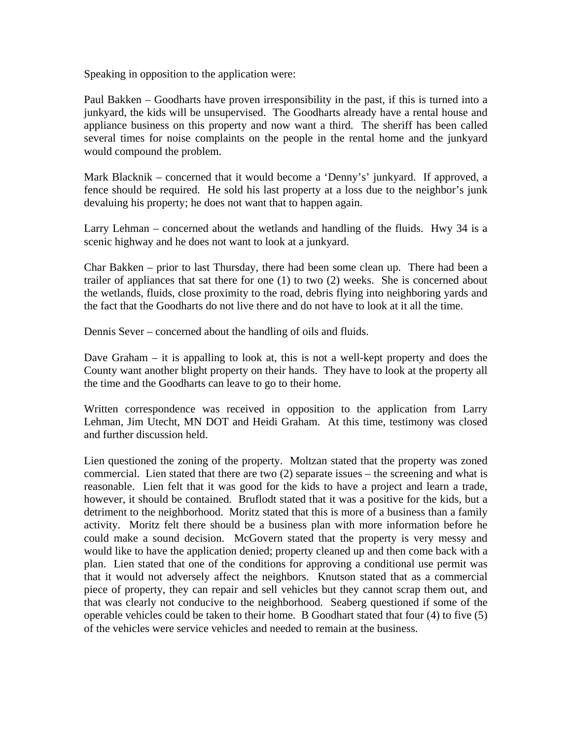Speaking in opposition to the application were:

Paul Bakken – Goodharts have proven irresponsibility in the past, if this is turned into a junkyard, the kids will be unsupervised. The Goodharts already have a rental house and appliance business on this property and now want a third. The sheriff has been called several times for noise complaints on the people in the rental home and the junkyard would compound the problem.

Mark Blacknik – concerned that it would become a 'Denny's' junkyard. If approved, a fence should be required. He sold his last property at a loss due to the neighbor's junk devaluing his property; he does not want that to happen again.

Larry Lehman – concerned about the wetlands and handling of the fluids. Hwy 34 is a scenic highway and he does not want to look at a junkyard.

Char Bakken – prior to last Thursday, there had been some clean up. There had been a trailer of appliances that sat there for one (1) to two (2) weeks. She is concerned about the wetlands, fluids, close proximity to the road, debris flying into neighboring yards and the fact that the Goodharts do not live there and do not have to look at it all the time.

Dennis Sever – concerned about the handling of oils and fluids.

Dave Graham – it is appalling to look at, this is not a well-kept property and does the County want another blight property on their hands. They have to look at the property all the time and the Goodharts can leave to go to their home.

Written correspondence was received in opposition to the application from Larry Lehman, Jim Utecht, MN DOT and Heidi Graham. At this time, testimony was closed and further discussion held.

Lien questioned the zoning of the property. Moltzan stated that the property was zoned commercial. Lien stated that there are two (2) separate issues – the screening and what is reasonable. Lien felt that it was good for the kids to have a project and learn a trade, however, it should be contained. Bruflodt stated that it was a positive for the kids, but a detriment to the neighborhood. Moritz stated that this is more of a business than a family activity. Moritz felt there should be a business plan with more information before he could make a sound decision. McGovern stated that the property is very messy and would like to have the application denied; property cleaned up and then come back with a plan. Lien stated that one of the conditions for approving a conditional use permit was that it would not adversely affect the neighbors. Knutson stated that as a commercial piece of property, they can repair and sell vehicles but they cannot scrap them out, and that was clearly not conducive to the neighborhood. Seaberg questioned if some of the operable vehicles could be taken to their home. B Goodhart stated that four (4) to five (5) of the vehicles were service vehicles and needed to remain at the business.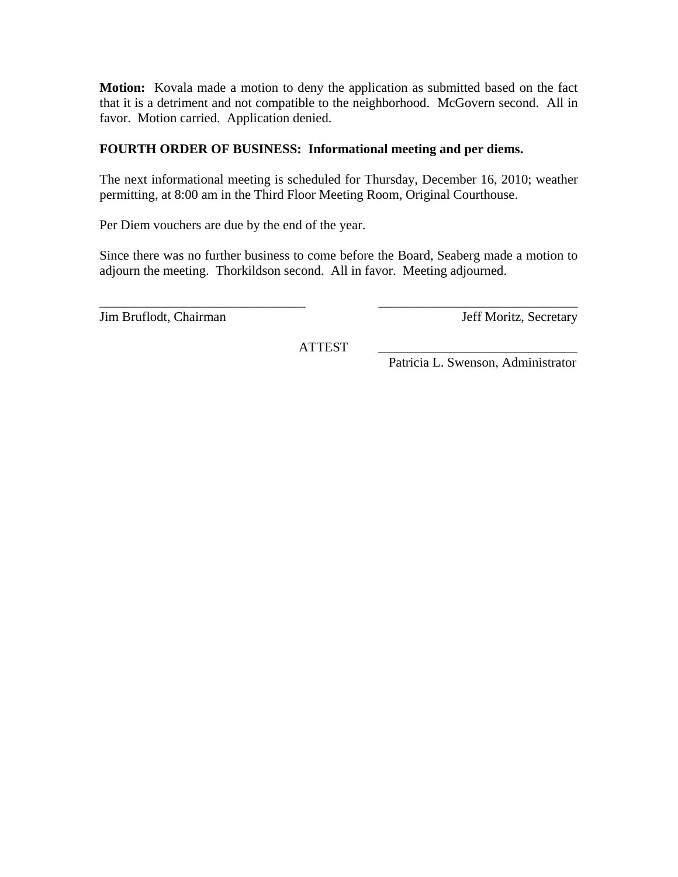**Motion:** Kovala made a motion to deny the application as submitted based on the fact that it is a detriment and not compatible to the neighborhood. McGovern second. All in favor. Motion carried. Application denied.

**FOURTH ORDER OF BUSINESS: Informational meeting and per diems.**

The next informational meeting is scheduled for Thursday, December 16, 2010; weather permitting, at 8:00 am in the Third Floor Meeting Room, Original Courthouse.

Per Diem vouchers are due by the end of the year.

Since there was no further business to come before the Board, Seaberg made a motion to adjourn the meeting. Thorkildson second. All in favor. Meeting adjourned.

_______________________________ _______________________________

Jim Bruflodt, Chairman Jeff Moritz, Secretary

ATTEST _______________________________

Patricia L. Swenson, Administrator